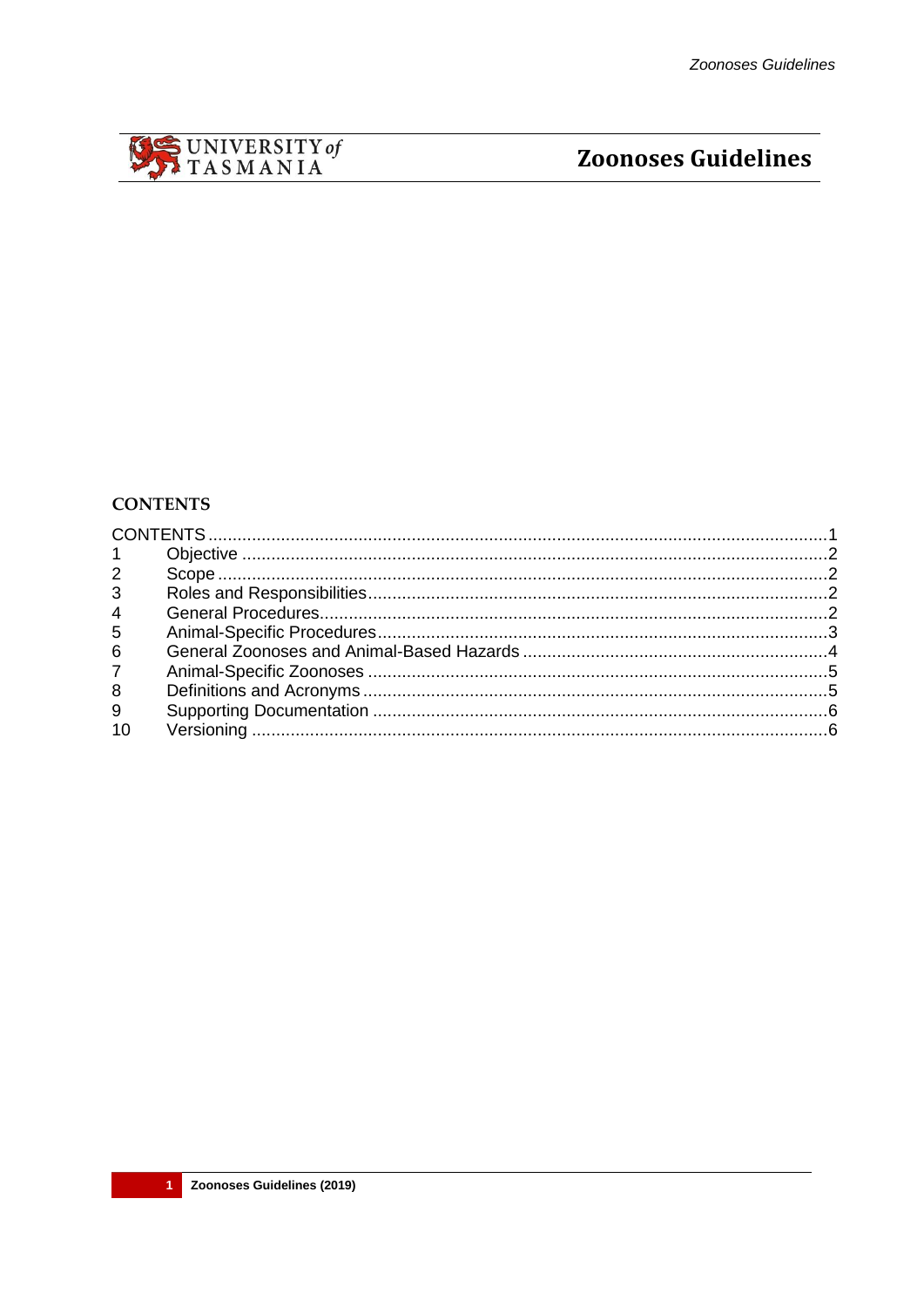UNIVERSITY *of* TASMANIA

# Zoonoses Guidelines

## CONTENTS

| | | |
|---|---|---|
| CONTENTS | | 1 |
| 1 | Objective | 2 |
| 2 | Scope | 2 |
| 3 | Roles and Responsibilities | 2 |
| 4 | General Procedures | 2 |
| 5 | Animal-Specific Procedures | 3 |
| 6 | General Zoonoses and Animal-Based Hazards | 4 |
| 7 | Animal-Specific Zoonoses | 5 |
| 8 | Definitions and Acronyms | 5 |
| 9 | Supporting Documentation | 6 |
| 10 | Versioning | 6 |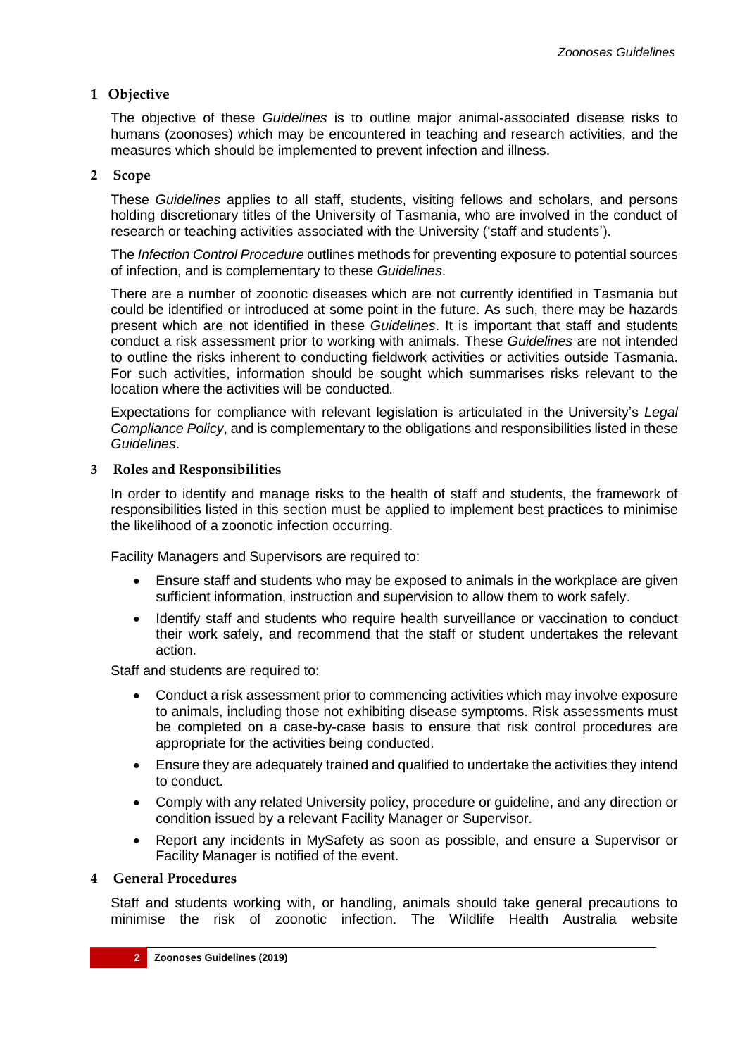## 1 Objective

The objective of these *Guidelines* is to outline major animal-associated disease risks to humans (zoonoses) which may be encountered in teaching and research activities, and the measures which should be implemented to prevent infection and illness.

## 2 Scope

These *Guidelines* applies to all staff, students, visiting fellows and scholars, and persons holding discretionary titles of the University of Tasmania, who are involved in the conduct of research or teaching activities associated with the University ('staff and students').

The *Infection Control Procedure* outlines methods for preventing exposure to potential sources of infection, and is complementary to these *Guidelines*.

There are a number of zoonotic diseases which are not currently identified in Tasmania but could be identified or introduced at some point in the future. As such, there may be hazards present which are not identified in these *Guidelines*. It is important that staff and students conduct a risk assessment prior to working with animals. These *Guidelines* are not intended to outline the risks inherent to conducting fieldwork activities or activities outside Tasmania. For such activities, information should be sought which summarises risks relevant to the location where the activities will be conducted.

Expectations for compliance with relevant legislation is articulated in the University's *Legal Compliance Policy*, and is complementary to the obligations and responsibilities listed in these *Guidelines*.

## 3 Roles and Responsibilities

In order to identify and manage risks to the health of staff and students, the framework of responsibilities listed in this section must be applied to implement best practices to minimise the likelihood of a zoonotic infection occurring.

Facility Managers and Supervisors are required to:

- Ensure staff and students who may be exposed to animals in the workplace are given sufficient information, instruction and supervision to allow them to work safely.
- Identify staff and students who require health surveillance or vaccination to conduct their work safely, and recommend that the staff or student undertakes the relevant action.

Staff and students are required to:

- Conduct a risk assessment prior to commencing activities which may involve exposure to animals, including those not exhibiting disease symptoms. Risk assessments must be completed on a case-by-case basis to ensure that risk control procedures are appropriate for the activities being conducted.
- Ensure they are adequately trained and qualified to undertake the activities they intend to conduct.
- Comply with any related University policy, procedure or guideline, and any direction or condition issued by a relevant Facility Manager or Supervisor.
- Report any incidents in MySafety as soon as possible, and ensure a Supervisor or Facility Manager is notified of the event.

## 4 General Procedures

Staff and students working with, or handling, animals should take general precautions to minimise the risk of zoonotic infection. The Wildlife Health Australia website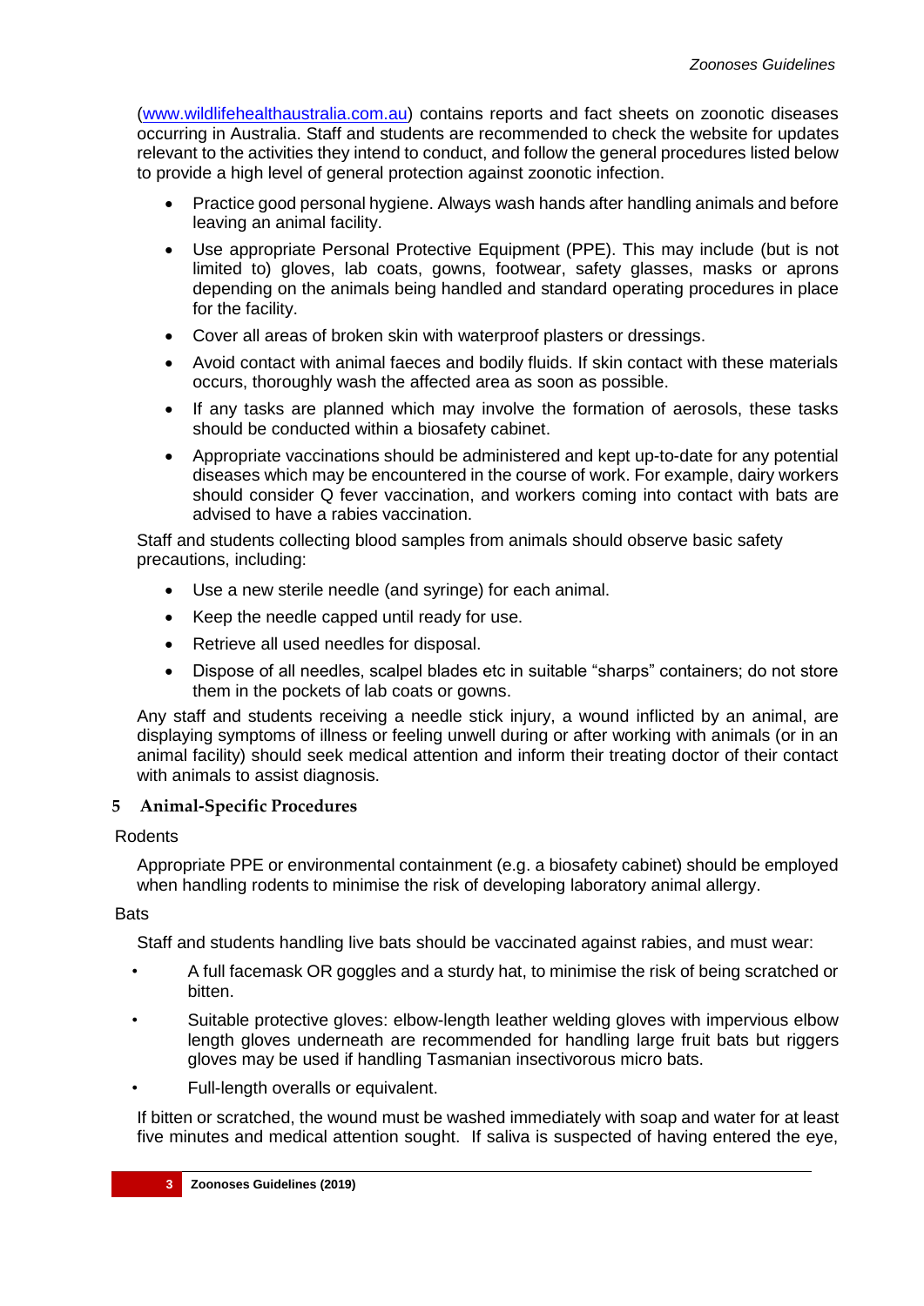([www.wildlifehealthaustralia.com.au](http://www.wildlifehealthaustralia.com.au)) contains reports and fact sheets on zoonotic diseases occurring in Australia. Staff and students are recommended to check the website for updates relevant to the activities they intend to conduct, and follow the general procedures listed below to provide a high level of general protection against zoonotic infection.

- Practice good personal hygiene. Always wash hands after handling animals and before leaving an animal facility.
- Use appropriate Personal Protective Equipment (PPE). This may include (but is not limited to) gloves, lab coats, gowns, footwear, safety glasses, masks or aprons depending on the animals being handled and standard operating procedures in place for the facility.
- Cover all areas of broken skin with waterproof plasters or dressings.
- Avoid contact with animal faeces and bodily fluids. If skin contact with these materials occurs, thoroughly wash the affected area as soon as possible.
- If any tasks are planned which may involve the formation of aerosols, these tasks should be conducted within a biosafety cabinet.
- Appropriate vaccinations should be administered and kept up-to-date for any potential diseases which may be encountered in the course of work. For example, dairy workers should consider Q fever vaccination, and workers coming into contact with bats are advised to have a rabies vaccination.

Staff and students collecting blood samples from animals should observe basic safety precautions, including:

- Use a new sterile needle (and syringe) for each animal.
- Keep the needle capped until ready for use.
- Retrieve all used needles for disposal.
- Dispose of all needles, scalpel blades etc in suitable "sharps" containers; do not store them in the pockets of lab coats or gowns.

Any staff and students receiving a needle stick injury, a wound inflicted by an animal, are displaying symptoms of illness or feeling unwell during or after working with animals (or in an animal facility) should seek medical attention and inform their treating doctor of their contact with animals to assist diagnosis.

## 5 Animal-Specific Procedures

Rodents

Appropriate PPE or environmental containment (e.g. a biosafety cabinet) should be employed when handling rodents to minimise the risk of developing laboratory animal allergy.

Bats

Staff and students handling live bats should be vaccinated against rabies, and must wear:

- A full facemask OR goggles and a sturdy hat, to minimise the risk of being scratched or bitten.
- Suitable protective gloves: elbow-length leather welding gloves with impervious elbow length gloves underneath are recommended for handling large fruit bats but riggers gloves may be used if handling Tasmanian insectivorous micro bats.
- Full-length overalls or equivalent.

If bitten or scratched, the wound must be washed immediately with soap and water for at least five minutes and medical attention sought. If saliva is suspected of having entered the eye,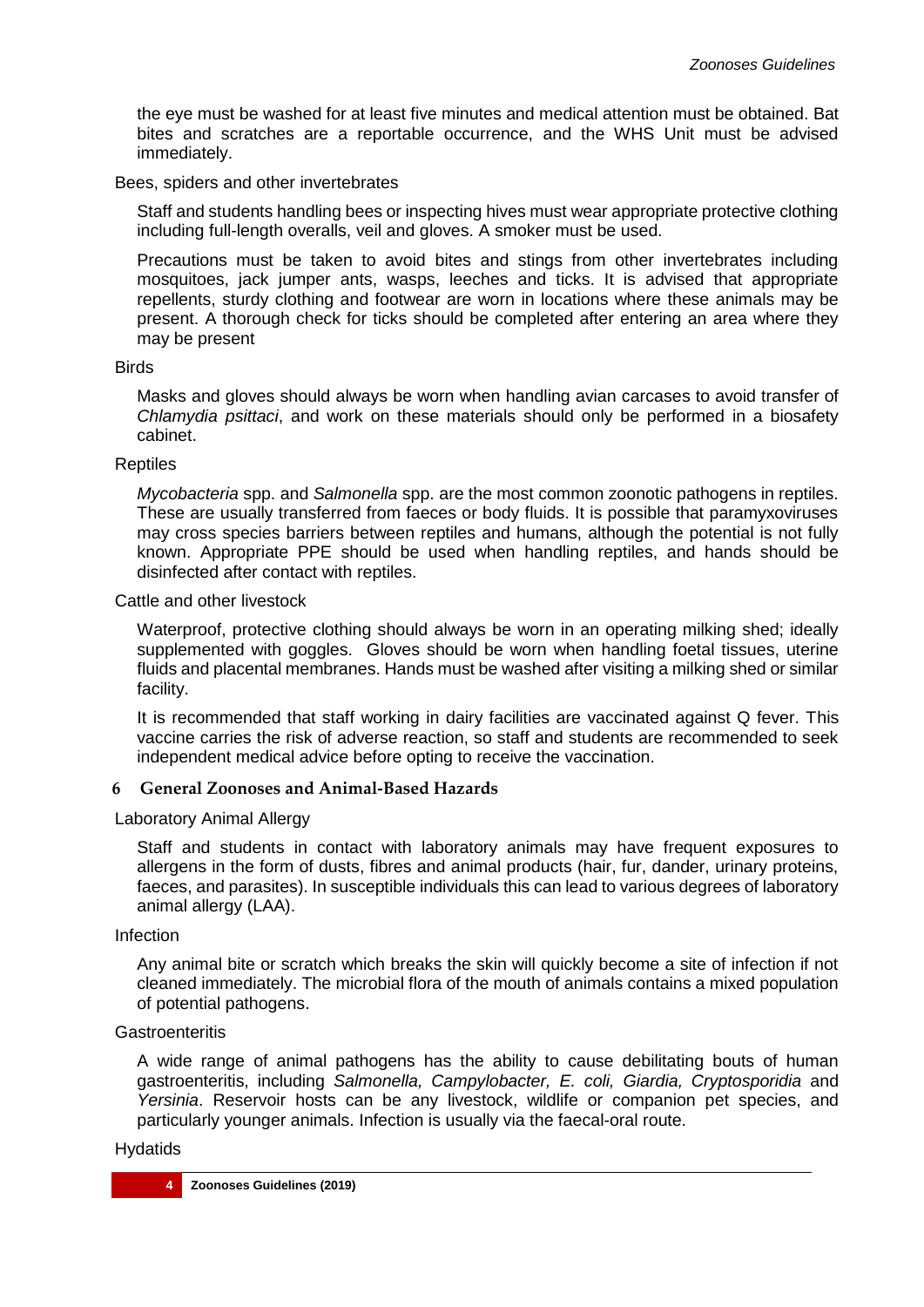the eye must be washed for at least five minutes and medical attention must be obtained. Bat bites and scratches are a reportable occurrence, and the WHS Unit must be advised immediately.

Bees, spiders and other invertebrates

Staff and students handling bees or inspecting hives must wear appropriate protective clothing including full-length overalls, veil and gloves. A smoker must be used.

Precautions must be taken to avoid bites and stings from other invertebrates including mosquitoes, jack jumper ants, wasps, leeches and ticks. It is advised that appropriate repellents, sturdy clothing and footwear are worn in locations where these animals may be present. A thorough check for ticks should be completed after entering an area where they may be present

Birds

Masks and gloves should always be worn when handling avian carcases to avoid transfer of *Chlamydia psittaci*, and work on these materials should only be performed in a biosafety cabinet.

Reptiles

*Mycobacteria* spp. and *Salmonella* spp. are the most common zoonotic pathogens in reptiles. These are usually transferred from faeces or body fluids. It is possible that paramyxoviruses may cross species barriers between reptiles and humans, although the potential is not fully known. Appropriate PPE should be used when handling reptiles, and hands should be disinfected after contact with reptiles.

Cattle and other livestock

Waterproof, protective clothing should always be worn in an operating milking shed; ideally supplemented with goggles. Gloves should be worn when handling foetal tissues, uterine fluids and placental membranes. Hands must be washed after visiting a milking shed or similar facility.

It is recommended that staff working in dairy facilities are vaccinated against Q fever. This vaccine carries the risk of adverse reaction, so staff and students are recommended to seek independent medical advice before opting to receive the vaccination.

## 6 General Zoonoses and Animal-Based Hazards

Laboratory Animal Allergy

Staff and students in contact with laboratory animals may have frequent exposures to allergens in the form of dusts, fibres and animal products (hair, fur, dander, urinary proteins, faeces, and parasites). In susceptible individuals this can lead to various degrees of laboratory animal allergy (LAA).

Infection

Any animal bite or scratch which breaks the skin will quickly become a site of infection if not cleaned immediately. The microbial flora of the mouth of animals contains a mixed population of potential pathogens.

Gastroenteritis

A wide range of animal pathogens has the ability to cause debilitating bouts of human gastroenteritis, including *Salmonella, Campylobacter, E. coli, Giardia, Cryptosporidia* and *Yersinia*. Reservoir hosts can be any livestock, wildlife or companion pet species, and particularly younger animals. Infection is usually via the faecal-oral route.

Hydatids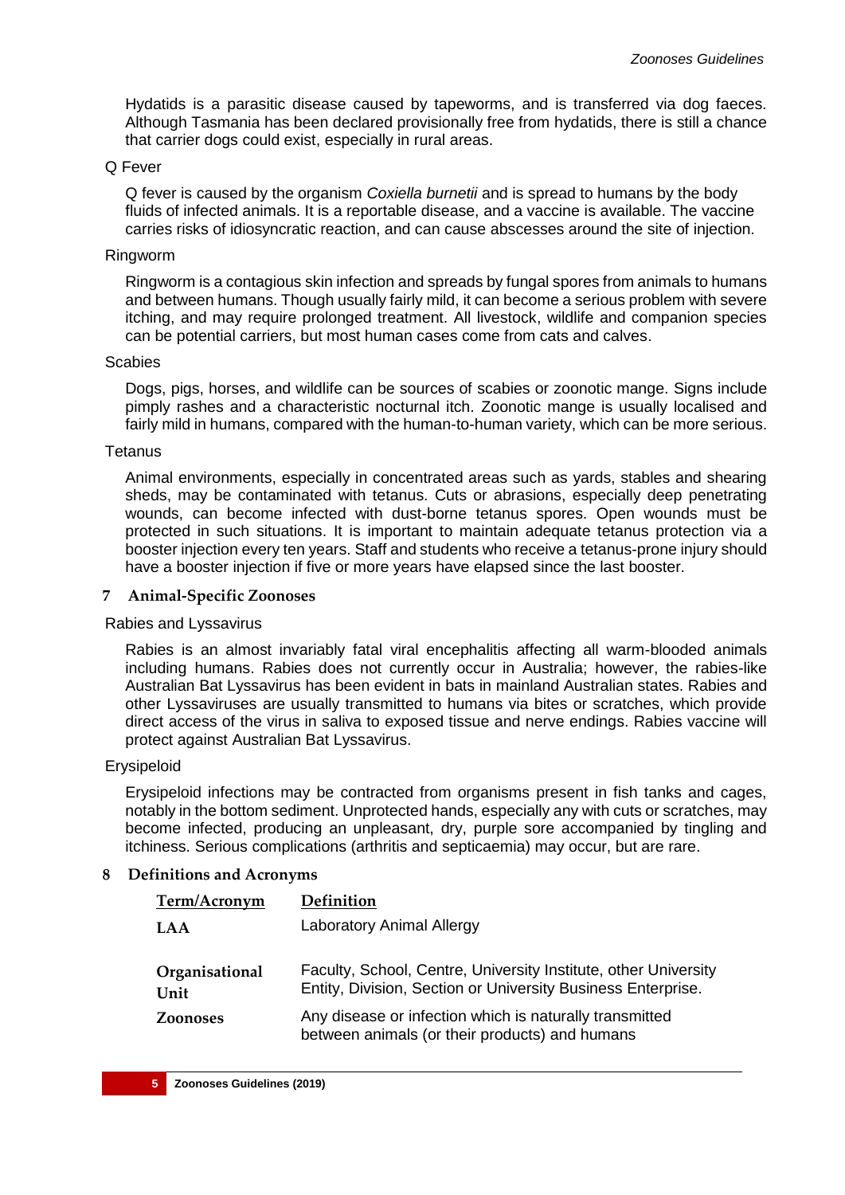Hydatids is a parasitic disease caused by tapeworms, and is transferred via dog faeces. Although Tasmania has been declared provisionally free from hydatids, there is still a chance that carrier dogs could exist, especially in rural areas.

Q Fever

Q fever is caused by the organism *Coxiella burnetii* and is spread to humans by the body fluids of infected animals. It is a reportable disease, and a vaccine is available. The vaccine carries risks of idiosyncratic reaction, and can cause abscesses around the site of injection.

Ringworm

Ringworm is a contagious skin infection and spreads by fungal spores from animals to humans and between humans. Though usually fairly mild, it can become a serious problem with severe itching, and may require prolonged treatment. All livestock, wildlife and companion species can be potential carriers, but most human cases come from cats and calves.

Scabies

Dogs, pigs, horses, and wildlife can be sources of scabies or zoonotic mange. Signs include pimply rashes and a characteristic nocturnal itch. Zoonotic mange is usually localised and fairly mild in humans, compared with the human-to-human variety, which can be more serious.

Tetanus

Animal environments, especially in concentrated areas such as yards, stables and shearing sheds, may be contaminated with tetanus. Cuts or abrasions, especially deep penetrating wounds, can become infected with dust-borne tetanus spores. Open wounds must be protected in such situations. It is important to maintain adequate tetanus protection via a booster injection every ten years. Staff and students who receive a tetanus-prone injury should have a booster injection if five or more years have elapsed since the last booster.

## 7 Animal-Specific Zoonoses

Rabies and Lyssavirus

Rabies is an almost invariably fatal viral encephalitis affecting all warm-blooded animals including humans. Rabies does not currently occur in Australia; however, the rabies-like Australian Bat Lyssavirus has been evident in bats in mainland Australian states. Rabies and other Lyssaviruses are usually transmitted to humans via bites or scratches, which provide direct access of the virus in saliva to exposed tissue and nerve endings. Rabies vaccine will protect against Australian Bat Lyssavirus.

Erysipeloid

Erysipeloid infections may be contracted from organisms present in fish tanks and cages, notably in the bottom sediment. Unprotected hands, especially any with cuts or scratches, may become infected, producing an unpleasant, dry, purple sore accompanied by tingling and itchiness. Serious complications (arthritis and septicaemia) may occur, but are rare.

## 8 Definitions and Acronyms

| Term/Acronym | Definition |
|---|---|
| **LAA** | Laboratory Animal Allergy |
| **Organisational Unit** | Faculty, School, Centre, University Institute, other University Entity, Division, Section or University Business Enterprise. |
| **Zoonoses** | Any disease or infection which is naturally transmitted between animals (or their products) and humans |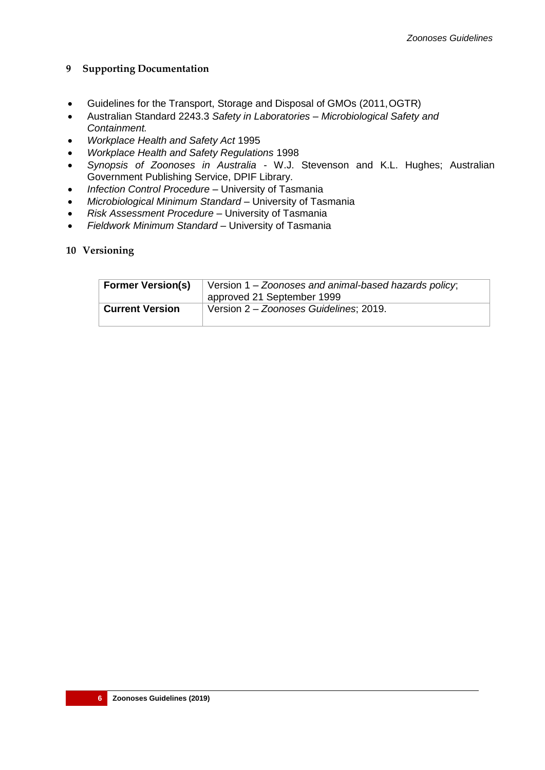## 9 Supporting Documentation

- Guidelines for the Transport, Storage and Disposal of GMOs (2011, OGTR)
- Australian Standard 2243.3 *Safety in Laboratories – Microbiological Safety and Containment.*
- *Workplace Health and Safety Act* 1995
- *Workplace Health and Safety Regulations* 1998
- *Synopsis of Zoonoses in Australia* - W.J. Stevenson and K.L. Hughes; Australian Government Publishing Service, DPIF Library.
- *Infection Control Procedure* – University of Tasmania
- *Microbiological Minimum Standard* – University of Tasmania
- *Risk Assessment Procedure* – University of Tasmania
- *Fieldwork Minimum Standard* – University of Tasmania

## 10 Versioning

| | |
|---|---|
| **Former Version(s)** | Version 1 – *Zoonoses and animal-based hazards policy*; approved 21 September 1999 |
| **Current Version** | Version 2 – *Zoonoses Guidelines*; 2019. |